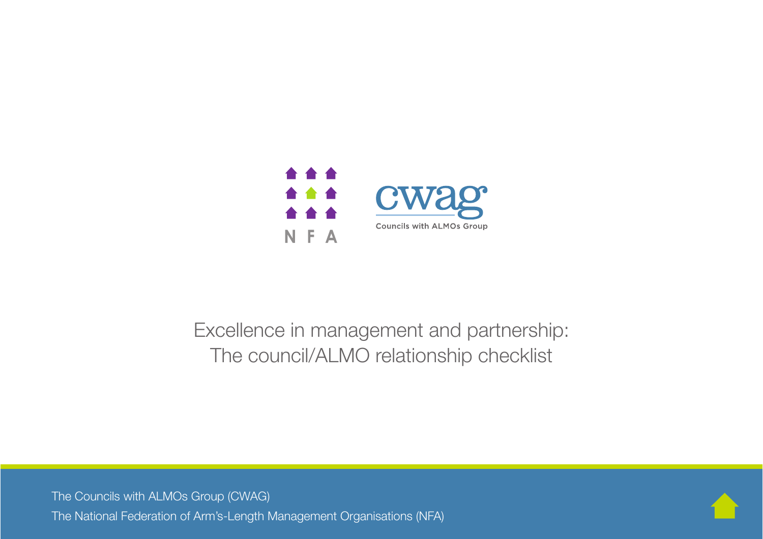N F A

cwag

Councils with ALMOs Group

# Excellence in management and partnership: The council/ALMO relationship checklist

The Councils with ALMOs Group (CWAG)

The National Federation of Arm's-Length Management Organisations (NFA)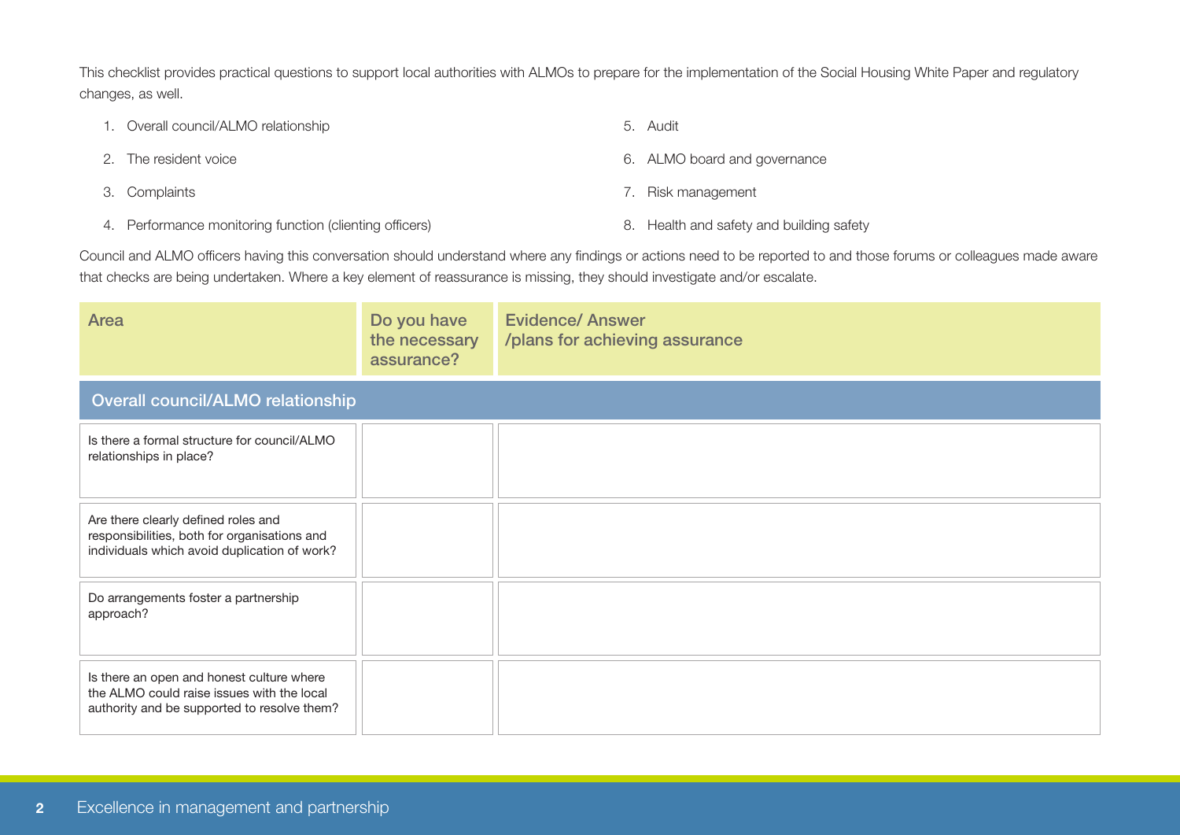This checklist provides practical questions to support local authorities with ALMOs to prepare for the implementation of the Social Housing White Paper and regulatory changes, as well.

1. Overall council/ALMO relationship
2. The resident voice
3. Complaints
4. Performance monitoring function (clienting officers)
5. Audit
6. ALMO board and governance
7. Risk management
8. Health and safety and building safety

Council and ALMO officers having this conversation should understand where any findings or actions need to be reported to and those forums or colleagues made aware that checks are being undertaken. Where a key element of reassurance is missing, they should investigate and/or escalate.

| Area | Do you have the necessary assurance? | Evidence/ Answer /plans for achieving assurance |
| --- | --- | --- |
| **Overall council/ALMO relationship** | | |
| Is there a formal structure for council/ALMO relationships in place? | | |
| Are there clearly defined roles and responsibilities, both for organisations and individuals which avoid duplication of work? | | |
| Do arrangements foster a partnership approach? | | |
| Is there an open and honest culture where the ALMO could raise issues with the local authority and be supported to resolve them? | | |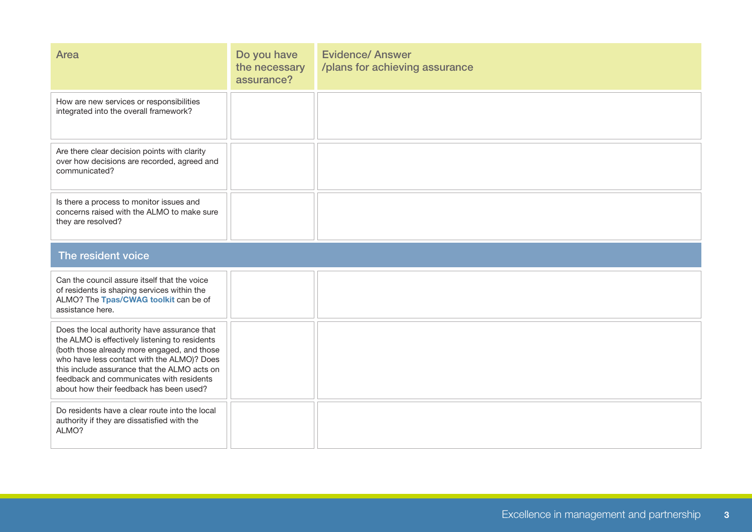| Area | Do you have the necessary assurance? | Evidence/ Answer /plans for achieving assurance |
|---|---|---|
| How are new services or responsibilities integrated into the overall framework? | | |
| Are there clear decision points with clarity over how decisions are recorded, agreed and communicated? | | |
| Is there a process to monitor issues and concerns raised with the ALMO to make sure they are resolved? | | |
| **The resident voice** | | |
| Can the council assure itself that the voice of residents is shaping services within the ALMO? The **Tpas/CWAG toolkit** can be of assistance here. | | |
| Does the local authority have assurance that the ALMO is effectively listening to residents (both those already more engaged, and those who have less contact with the ALMO)? Does this include assurance that the ALMO acts on feedback and communicates with residents about how their feedback has been used? | | |
| Do residents have a clear route into the local authority if they are dissatisfied with the ALMO? | | |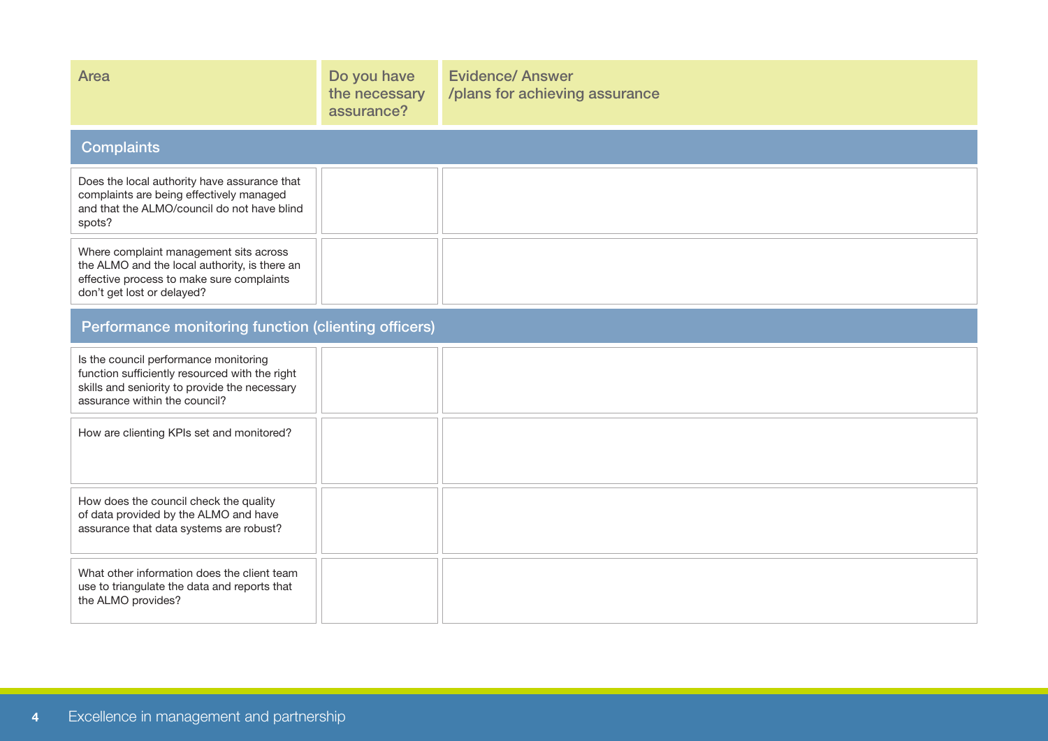| Area | Do you have the necessary assurance? | Evidence/ Answer /plans for achieving assurance |
|---|---|---|
| **Complaints** | | |
| Does the local authority have assurance that complaints are being effectively managed and that the ALMO/council do not have blind spots? | | |
| Where complaint management sits across the ALMO and the local authority, is there an effective process to make sure complaints don't get lost or delayed? | | |
| **Performance monitoring function (clienting officers)** | | |
| Is the council performance monitoring function sufficiently resourced with the right skills and seniority to provide the necessary assurance within the council? | | |
| How are clienting KPIs set and monitored? | | |
| How does the council check the quality of data provided by the ALMO and have assurance that data systems are robust? | | |
| What other information does the client team use to triangulate the data and reports that the ALMO provides? | | |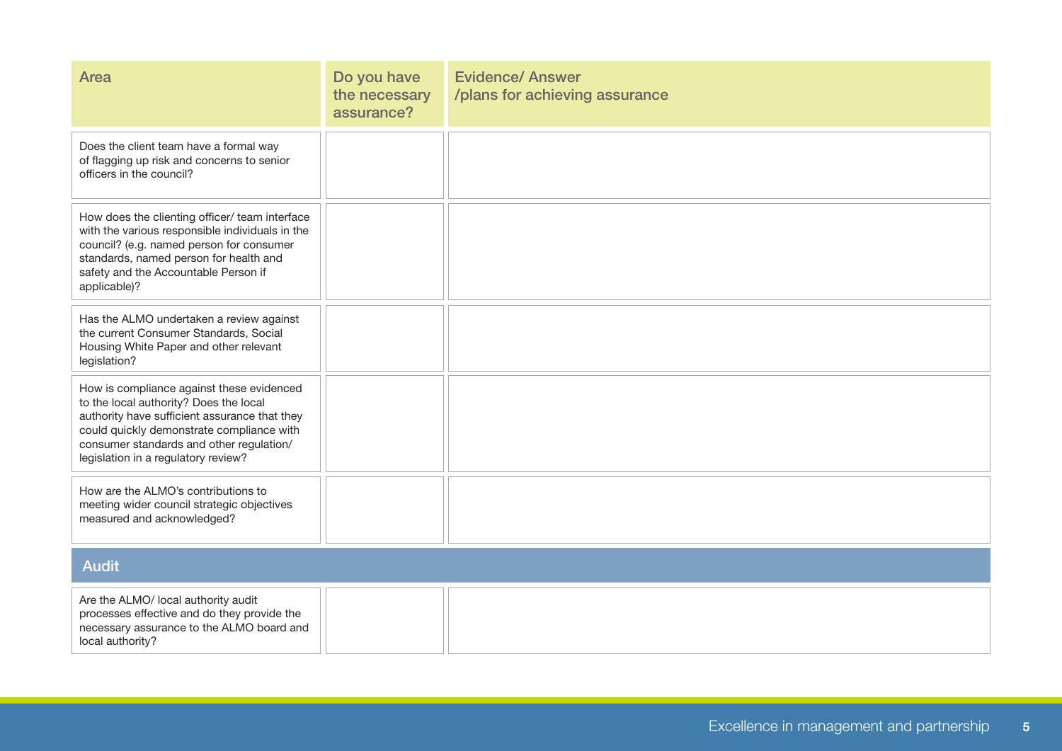| Area | Do you have the necessary assurance? | Evidence/ Answer /plans for achieving assurance |
| --- | --- | --- |
| Does the client team have a formal way of flagging up risk and concerns to senior officers in the council? | | |
| How does the clienting officer/ team interface with the various responsible individuals in the council? (e.g. named person for consumer standards, named person for health and safety and the Accountable Person if applicable)? | | |
| Has the ALMO undertaken a review against the current Consumer Standards, Social Housing White Paper and other relevant legislation? | | |
| How is compliance against these evidenced to the local authority? Does the local authority have sufficient assurance that they could quickly demonstrate compliance with consumer standards and other regulation/ legislation in a regulatory review? | | |
| How are the ALMO's contributions to meeting wider council strategic objectives measured and acknowledged? | | |
| **Audit** | | |
| Are the ALMO/ local authority audit processes effective and do they provide the necessary assurance to the ALMO board and local authority? | | |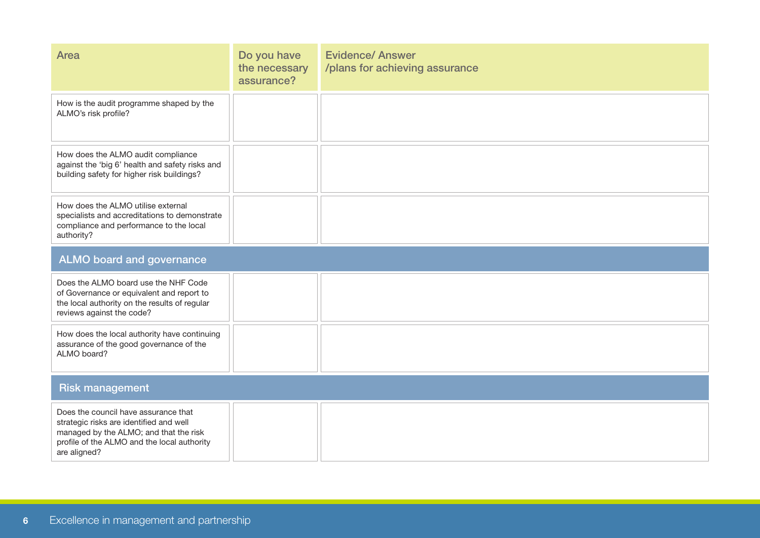| Area | Do you have the necessary assurance? | Evidence/ Answer /plans for achieving assurance |
|---|---|---|
| How is the audit programme shaped by the ALMO's risk profile? | | |
| How does the ALMO audit compliance against the 'big 6' health and safety risks and building safety for higher risk buildings? | | |
| How does the ALMO utilise external specialists and accreditations to demonstrate compliance and performance to the local authority? | | |
| **ALMO board and governance** | | |
| Does the ALMO board use the NHF Code of Governance or equivalent and report to the local authority on the results of regular reviews against the code? | | |
| How does the local authority have continuing assurance of the good governance of the ALMO board? | | |
| **Risk management** | | |
| Does the council have assurance that strategic risks are identified and well managed by the ALMO; and that the risk profile of the ALMO and the local authority are aligned? | | |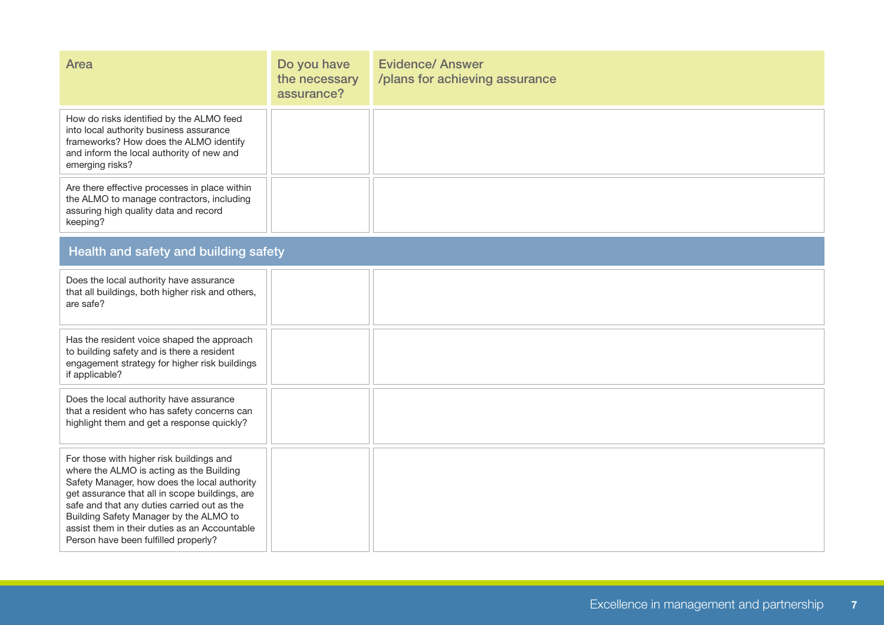| Area | Do you have the necessary assurance? | Evidence/ Answer /plans for achieving assurance |
|---|---|---|
| How do risks identified by the ALMO feed into local authority business assurance frameworks? How does the ALMO identify and inform the local authority of new and emerging risks? | | |
| Are there effective processes in place within the ALMO to manage contractors, including assuring high quality data and record keeping? | | |
| **Health and safety and building safety** | | |
| Does the local authority have assurance that all buildings, both higher risk and others, are safe? | | |
| Has the resident voice shaped the approach to building safety and is there a resident engagement strategy for higher risk buildings if applicable? | | |
| Does the local authority have assurance that a resident who has safety concerns can highlight them and get a response quickly? | | |
| For those with higher risk buildings and where the ALMO is acting as the Building Safety Manager, how does the local authority get assurance that all in scope buildings, are safe and that any duties carried out as the Building Safety Manager by the ALMO to assist them in their duties as an Accountable Person have been fulfilled properly? | | |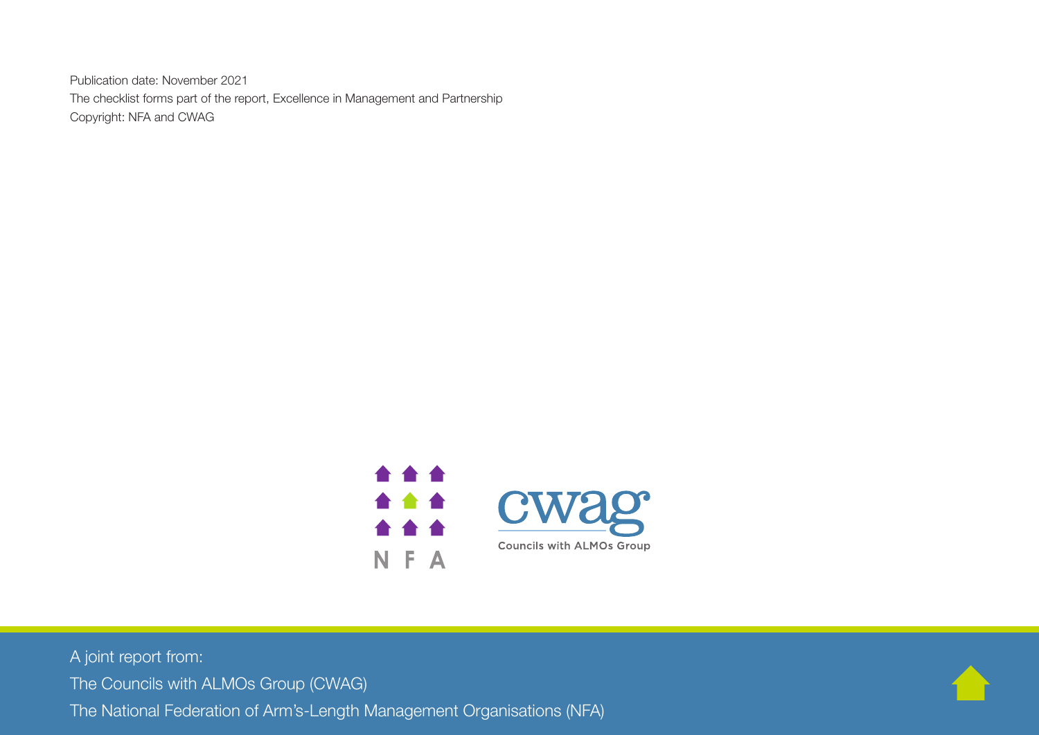Publication date: November 2021

The checklist forms part of the report, Excellence in Management and Partnership

Copyright: NFA and CWAG

N F A

cwag

Councils with ALMOs Group

A joint report from:

The Councils with ALMOs Group (CWAG)

The National Federation of Arm's-Length Management Organisations (NFA)